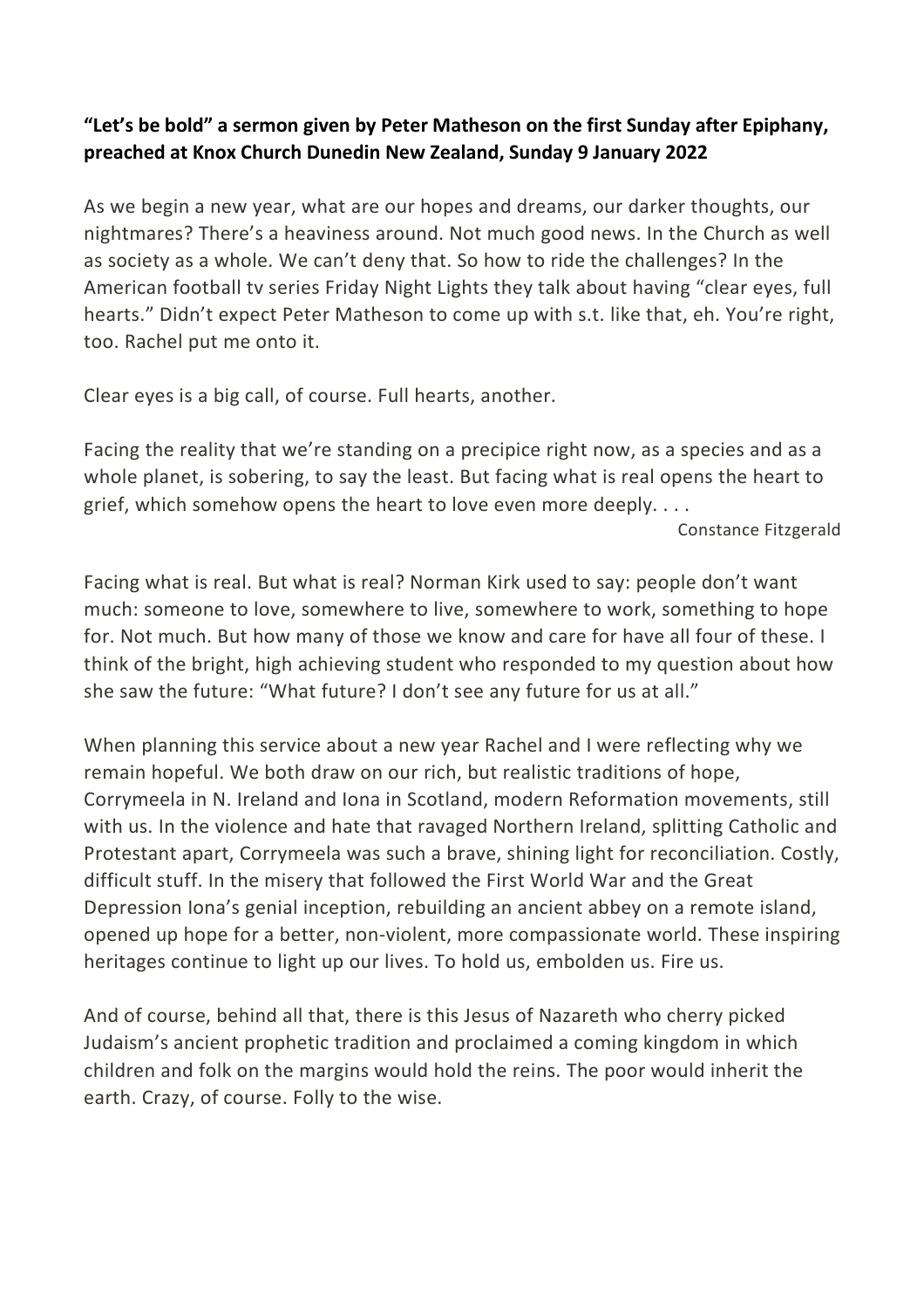**"Let's be bold" a sermon given by Peter Matheson on the first Sunday after Epiphany, preached at Knox Church Dunedin New Zealand, Sunday 9 January 2022**

As we begin a new year, what are our hopes and dreams, our darker thoughts, our nightmares? There's a heaviness around. Not much good news. In the Church as well as society as a whole. We can't deny that. So how to ride the challenges? In the American football tv series Friday Night Lights they talk about having "clear eyes, full hearts." Didn't expect Peter Matheson to come up with s.t. like that, eh. You're right, too. Rachel put me onto it.

Clear eyes is a big call, of course. Full hearts, another.

> Facing the reality that we're standing on a precipice right now, as a species and as a whole planet, is sobering, to say the least. But facing what is real opens the heart to grief, which somehow opens the heart to love even more deeply. . . .
>
> Constance Fitzgerald

Facing what is real. But what is real? Norman Kirk used to say: people don't want much: someone to love, somewhere to live, somewhere to work, something to hope for. Not much. But how many of those we know and care for have all four of these. I think of the bright, high achieving student who responded to my question about how she saw the future: "What future? I don't see any future for us at all."

When planning this service about a new year Rachel and I were reflecting why we remain hopeful. We both draw on our rich, but realistic traditions of hope, Corrymeela in N. Ireland and Iona in Scotland, modern Reformation movements, still with us. In the violence and hate that ravaged Northern Ireland, splitting Catholic and Protestant apart, Corrymeela was such a brave, shining light for reconciliation. Costly, difficult stuff. In the misery that followed the First World War and the Great Depression Iona's genial inception, rebuilding an ancient abbey on a remote island, opened up hope for a better, non-violent, more compassionate world. These inspiring heritages continue to light up our lives. To hold us, embolden us. Fire us.

And of course, behind all that, there is this Jesus of Nazareth who cherry picked Judaism's ancient prophetic tradition and proclaimed a coming kingdom in which children and folk on the margins would hold the reins. The poor would inherit the earth. Crazy, of course. Folly to the wise.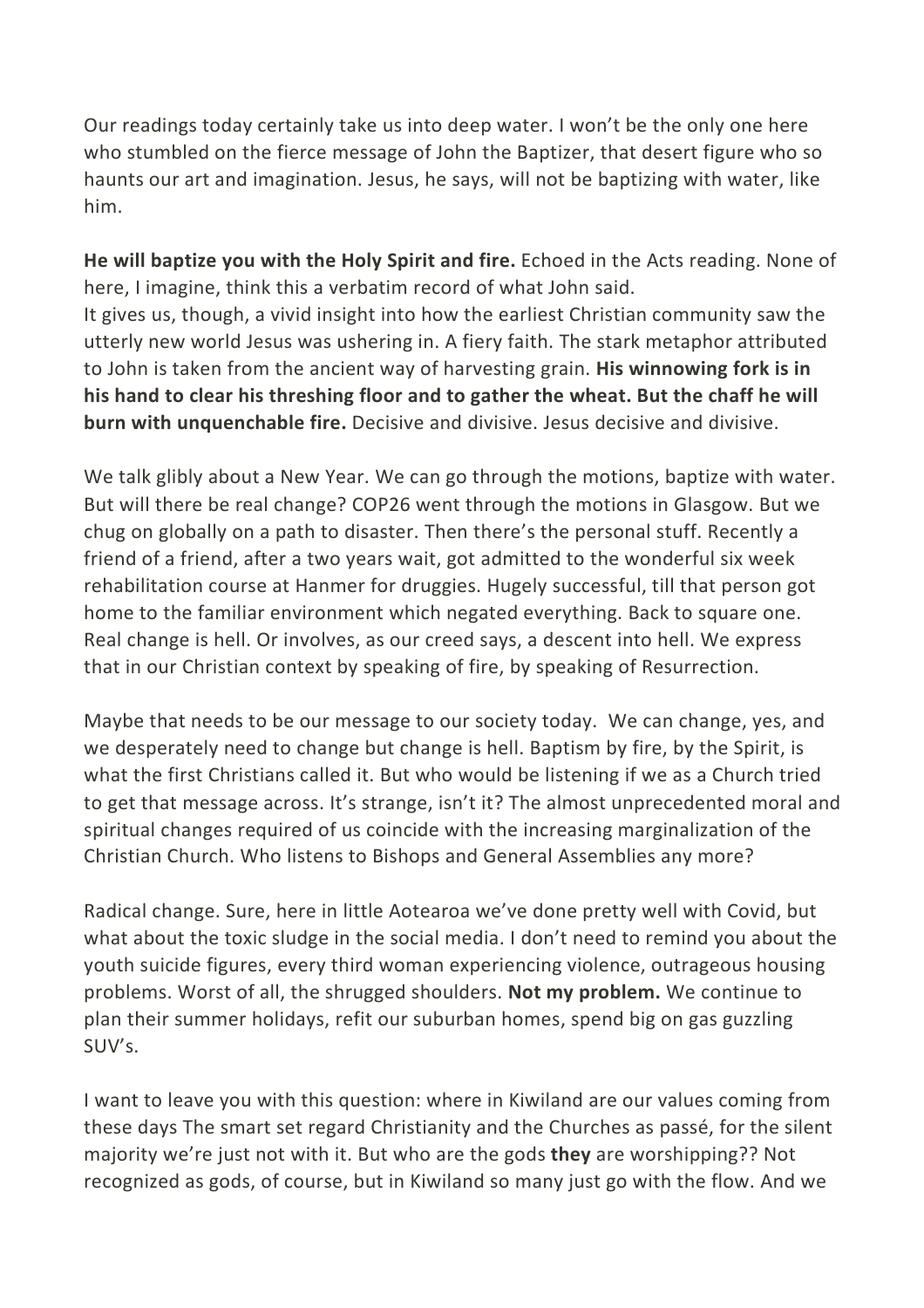Our readings today certainly take us into deep water. I won't be the only one here who stumbled on the fierce message of John the Baptizer, that desert figure who so haunts our art and imagination. Jesus, he says, will not be baptizing with water, like him.

**He will baptize you with the Holy Spirit and fire.** Echoed in the Acts reading. None of here, I imagine, think this a verbatim record of what John said.
It gives us, though, a vivid insight into how the earliest Christian community saw the utterly new world Jesus was ushering in. A fiery faith. The stark metaphor attributed to John is taken from the ancient way of harvesting grain. **His winnowing fork is in his hand to clear his threshing floor and to gather the wheat. But the chaff he will burn with unquenchable fire.** Decisive and divisive. Jesus decisive and divisive.

We talk glibly about a New Year. We can go through the motions, baptize with water. But will there be real change? COP26 went through the motions in Glasgow. But we chug on globally on a path to disaster. Then there's the personal stuff. Recently a friend of a friend, after a two years wait, got admitted to the wonderful six week rehabilitation course at Hanmer for druggies. Hugely successful, till that person got home to the familiar environment which negated everything. Back to square one. Real change is hell. Or involves, as our creed says, a descent into hell. We express that in our Christian context by speaking of fire, by speaking of Resurrection.

Maybe that needs to be our message to our society today. We can change, yes, and we desperately need to change but change is hell. Baptism by fire, by the Spirit, is what the first Christians called it. But who would be listening if we as a Church tried to get that message across. It's strange, isn't it? The almost unprecedented moral and spiritual changes required of us coincide with the increasing marginalization of the Christian Church. Who listens to Bishops and General Assemblies any more?

Radical change. Sure, here in little Aotearoa we've done pretty well with Covid, but what about the toxic sludge in the social media. I don't need to remind you about the youth suicide figures, every third woman experiencing violence, outrageous housing problems. Worst of all, the shrugged shoulders. **Not my problem.** We continue to plan their summer holidays, refit our suburban homes, spend big on gas guzzling SUV's.

I want to leave you with this question: where in Kiwiland are our values coming from these days The smart set regard Christianity and the Churches as passé, for the silent majority we're just not with it. But who are the gods **they** are worshipping?? Not recognized as gods, of course, but in Kiwiland so many just go with the flow. And we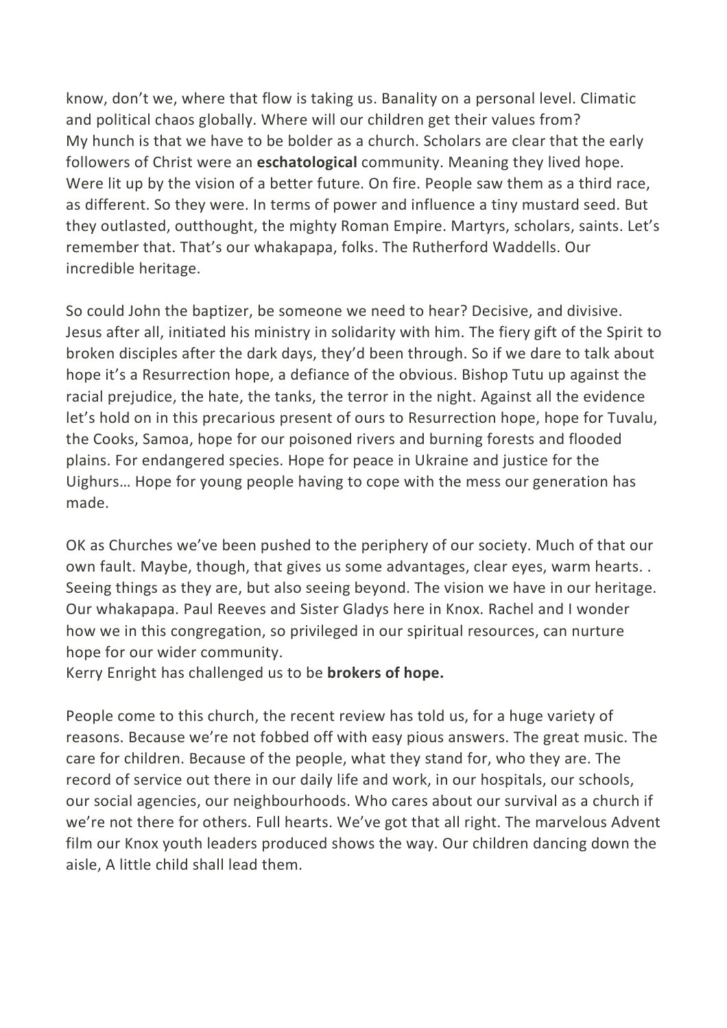know, don't we, where that flow is taking us. Banality on a personal level. Climatic and political chaos globally. Where will our children get their values from?
My hunch is that we have to be bolder as a church. Scholars are clear that the early followers of Christ were an **eschatological** community. Meaning they lived hope. Were lit up by the vision of a better future. On fire. People saw them as a third race, as different. So they were. In terms of power and influence a tiny mustard seed. But they outlasted, outthought, the mighty Roman Empire. Martyrs, scholars, saints. Let's remember that. That's our whakapapa, folks. The Rutherford Waddells. Our incredible heritage.

So could John the baptizer, be someone we need to hear? Decisive, and divisive. Jesus after all, initiated his ministry in solidarity with him. The fiery gift of the Spirit to broken disciples after the dark days, they'd been through. So if we dare to talk about hope it's a Resurrection hope, a defiance of the obvious. Bishop Tutu up against the racial prejudice, the hate, the tanks, the terror in the night. Against all the evidence let's hold on in this precarious present of ours to Resurrection hope, hope for Tuvalu, the Cooks, Samoa, hope for our poisoned rivers and burning forests and flooded plains. For endangered species. Hope for peace in Ukraine and justice for the Uighurs… Hope for young people having to cope with the mess our generation has made.

OK as Churches we've been pushed to the periphery of our society. Much of that our own fault. Maybe, though, that gives us some advantages, clear eyes, warm hearts. . Seeing things as they are, but also seeing beyond. The vision we have in our heritage. Our whakapapa. Paul Reeves and Sister Gladys here in Knox. Rachel and I wonder how we in this congregation, so privileged in our spiritual resources, can nurture hope for our wider community.
Kerry Enright has challenged us to be **brokers of hope.**

People come to this church, the recent review has told us, for a huge variety of reasons. Because we're not fobbed off with easy pious answers. The great music. The care for children. Because of the people, what they stand for, who they are. The record of service out there in our daily life and work, in our hospitals, our schools, our social agencies, our neighbourhoods. Who cares about our survival as a church if we're not there for others. Full hearts. We've got that all right. The marvelous Advent film our Knox youth leaders produced shows the way. Our children dancing down the aisle, A little child shall lead them.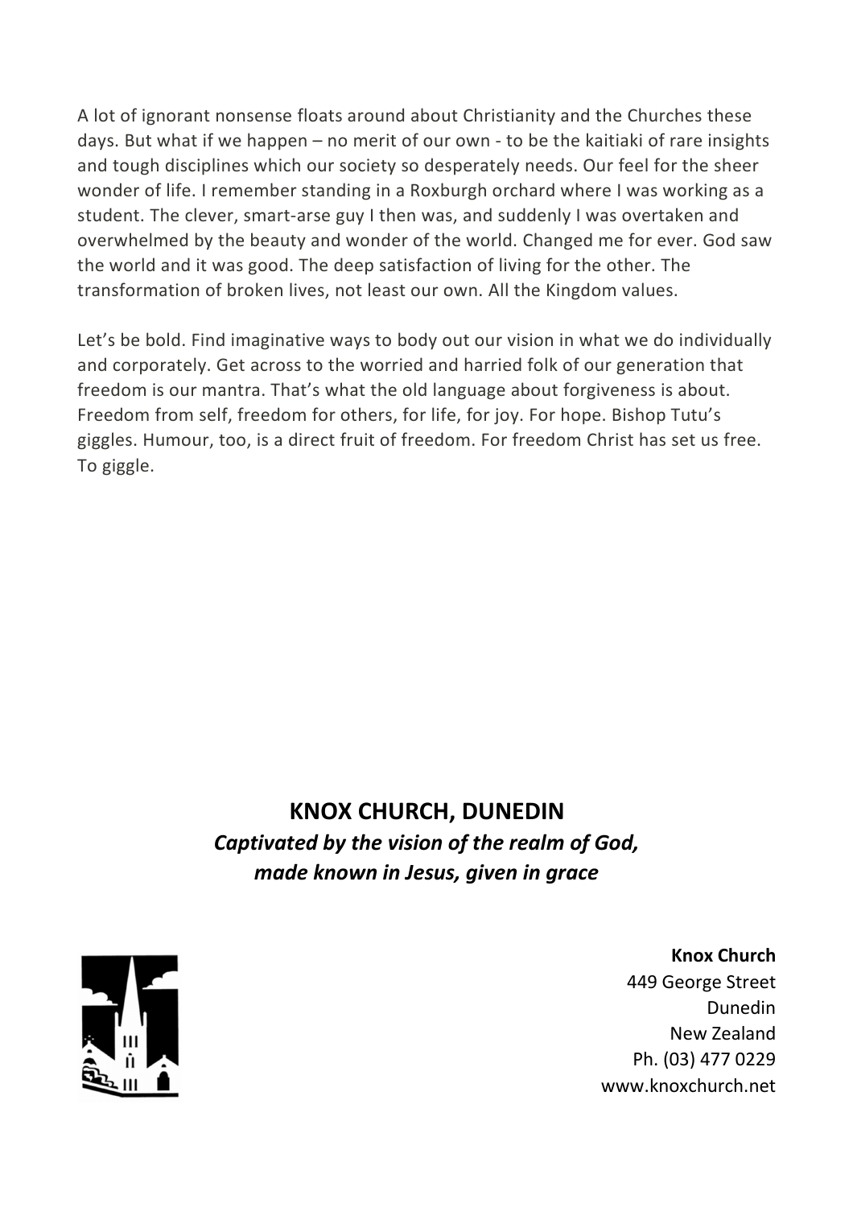A lot of ignorant nonsense floats around about Christianity and the Churches these days. But what if we happen – no merit of our own - to be the kaitiaki of rare insights and tough disciplines which our society so desperately needs. Our feel for the sheer wonder of life. I remember standing in a Roxburgh orchard where I was working as a student. The clever, smart-arse guy I then was, and suddenly I was overtaken and overwhelmed by the beauty and wonder of the world. Changed me for ever. God saw the world and it was good. The deep satisfaction of living for the other. The transformation of broken lives, not least our own. All the Kingdom values.

Let's be bold. Find imaginative ways to body out our vision in what we do individually and corporately. Get across to the worried and harried folk of our generation that freedom is our mantra. That's what the old language about forgiveness is about. Freedom from self, freedom for others, for life, for joy. For hope. Bishop Tutu's giggles. Humour, too, is a direct fruit of freedom. For freedom Christ has set us free. To giggle.

## KNOX CHURCH, DUNEDIN

***Captivated by the vision of the realm of God, made known in Jesus, given in grace***

**Knox Church**
449 George Street
Dunedin
New Zealand
Ph. (03) 477 0229
www.knoxchurch.net